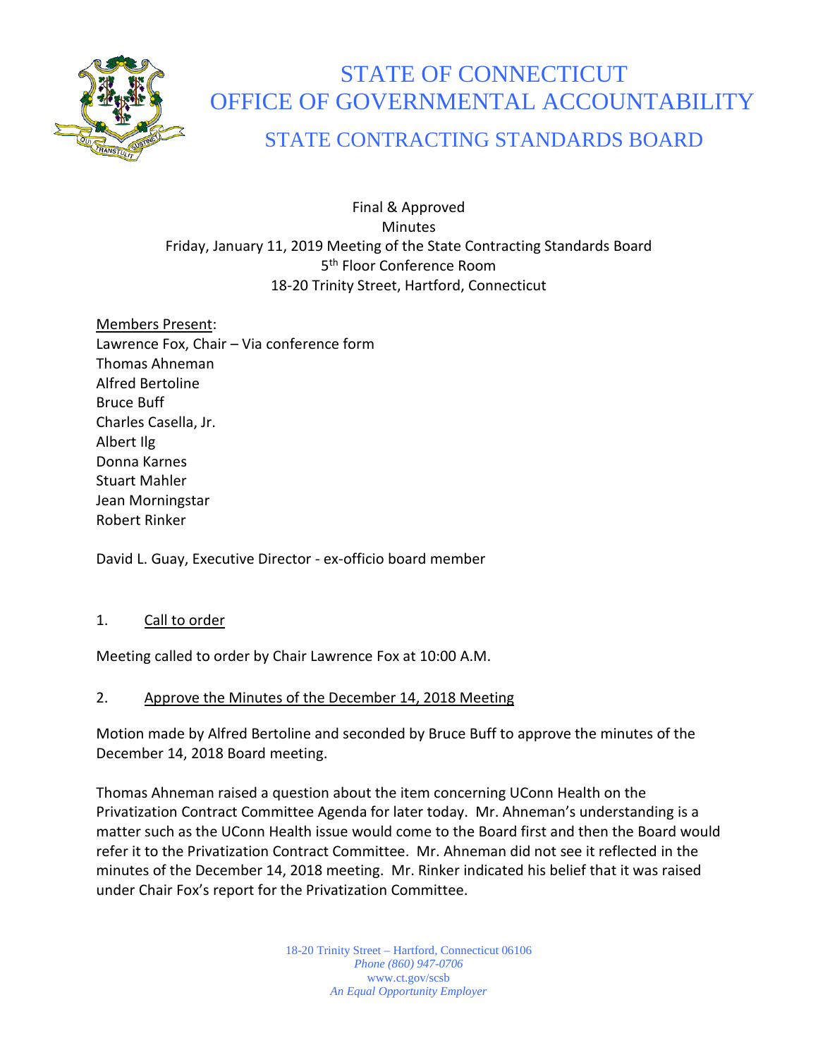# STATE OF CONNECTICUT
# OFFICE OF GOVERNMENTAL ACCOUNTABILITY
## STATE CONTRACTING STANDARDS BOARD

Final & Approved
Minutes
Friday, January 11, 2019 Meeting of the State Contracting Standards Board
5th Floor Conference Room
18-20 Trinity Street, Hartford, Connecticut

Members Present:
Lawrence Fox, Chair – Via conference form
Thomas Ahneman
Alfred Bertoline
Bruce Buff
Charles Casella, Jr.
Albert Ilg
Donna Karnes
Stuart Mahler
Jean Morningstar
Robert Rinker

David L. Guay, Executive Director - ex-officio board member

1. Call to order

Meeting called to order by Chair Lawrence Fox at 10:00 A.M.

2. Approve the Minutes of the December 14, 2018 Meeting

Motion made by Alfred Bertoline and seconded by Bruce Buff to approve the minutes of the December 14, 2018 Board meeting.

Thomas Ahneman raised a question about the item concerning UConn Health on the Privatization Contract Committee Agenda for later today. Mr. Ahneman's understanding is a matter such as the UConn Health issue would come to the Board first and then the Board would refer it to the Privatization Contract Committee. Mr. Ahneman did not see it reflected in the minutes of the December 14, 2018 meeting. Mr. Rinker indicated his belief that it was raised under Chair Fox's report for the Privatization Committee.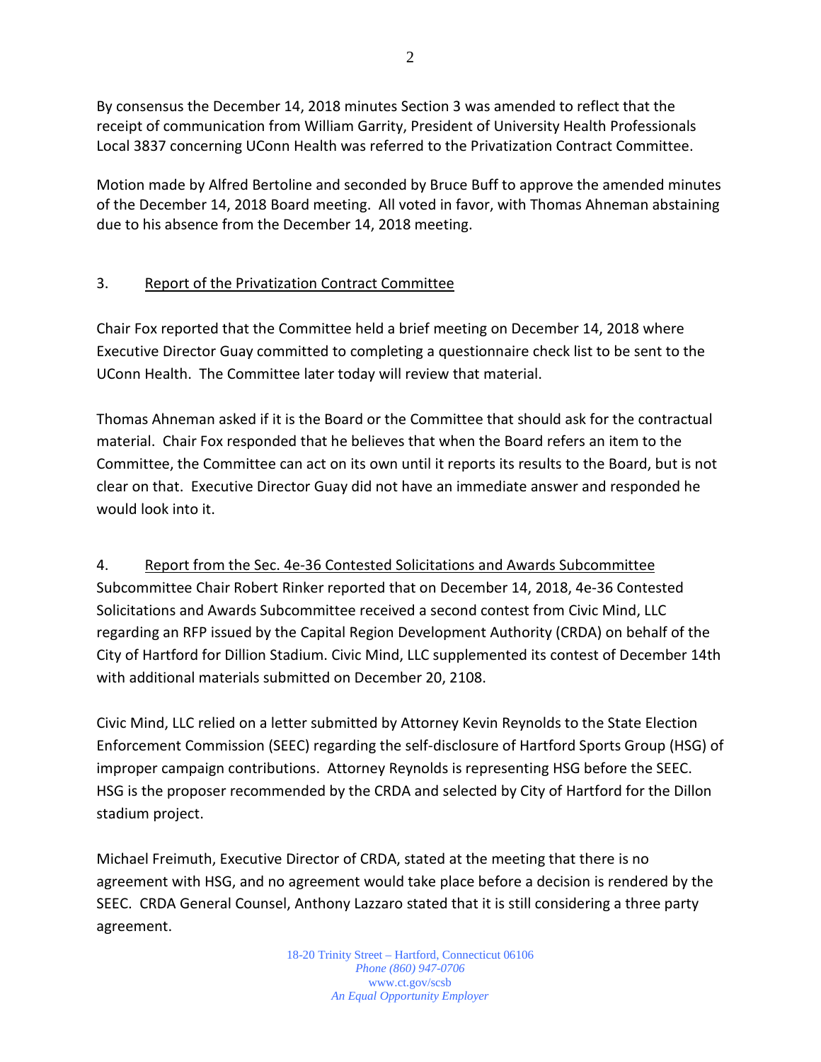By consensus the December 14, 2018 minutes Section 3 was amended to reflect that the receipt of communication from William Garrity, President of University Health Professionals Local 3837 concerning UConn Health was referred to the Privatization Contract Committee.

Motion made by Alfred Bertoline and seconded by Bruce Buff to approve the amended minutes of the December 14, 2018 Board meeting. All voted in favor, with Thomas Ahneman abstaining due to his absence from the December 14, 2018 meeting.

3. Report of the Privatization Contract Committee

Chair Fox reported that the Committee held a brief meeting on December 14, 2018 where Executive Director Guay committed to completing a questionnaire check list to be sent to the UConn Health. The Committee later today will review that material.

Thomas Ahneman asked if it is the Board or the Committee that should ask for the contractual material. Chair Fox responded that he believes that when the Board refers an item to the Committee, the Committee can act on its own until it reports its results to the Board, but is not clear on that. Executive Director Guay did not have an immediate answer and responded he would look into it.

4. Report from the Sec. 4e-36 Contested Solicitations and Awards Subcommittee

Subcommittee Chair Robert Rinker reported that on December 14, 2018, 4e-36 Contested Solicitations and Awards Subcommittee received a second contest from Civic Mind, LLC regarding an RFP issued by the Capital Region Development Authority (CRDA) on behalf of the City of Hartford for Dillion Stadium. Civic Mind, LLC supplemented its contest of December 14th with additional materials submitted on December 20, 2108.

Civic Mind, LLC relied on a letter submitted by Attorney Kevin Reynolds to the State Election Enforcement Commission (SEEC) regarding the self-disclosure of Hartford Sports Group (HSG) of improper campaign contributions. Attorney Reynolds is representing HSG before the SEEC. HSG is the proposer recommended by the CRDA and selected by City of Hartford for the Dillon stadium project.

Michael Freimuth, Executive Director of CRDA, stated at the meeting that there is no agreement with HSG, and no agreement would take place before a decision is rendered by the SEEC. CRDA General Counsel, Anthony Lazzaro stated that it is still considering a three party agreement.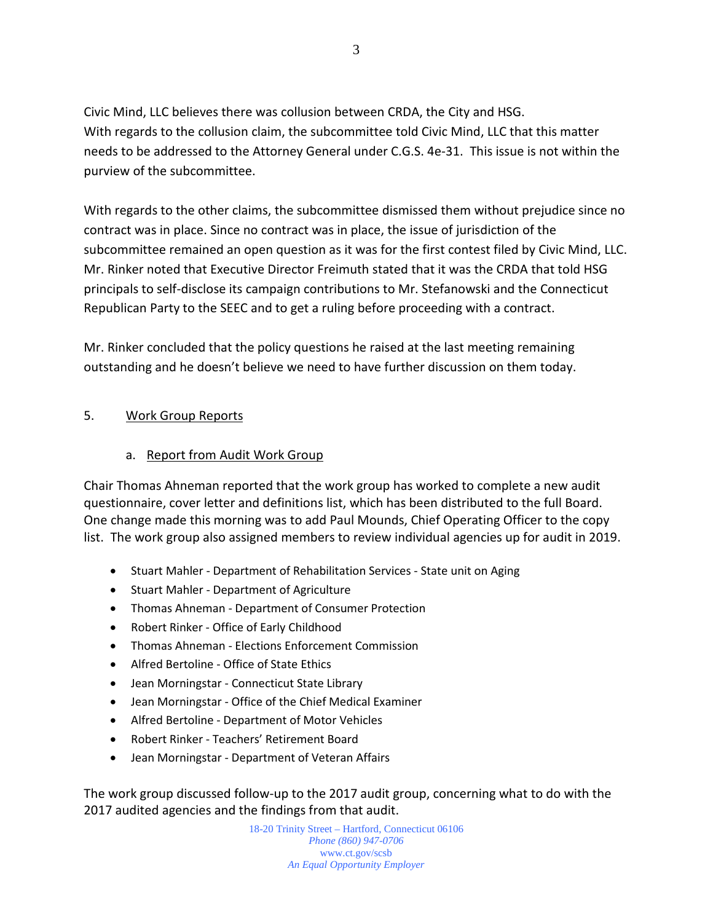Civic Mind, LLC believes there was collusion between CRDA, the City and HSG.
With regards to the collusion claim, the subcommittee told Civic Mind, LLC that this matter needs to be addressed to the Attorney General under C.G.S. 4e-31. This issue is not within the purview of the subcommittee.

With regards to the other claims, the subcommittee dismissed them without prejudice since no contract was in place. Since no contract was in place, the issue of jurisdiction of the subcommittee remained an open question as it was for the first contest filed by Civic Mind, LLC. Mr. Rinker noted that Executive Director Freimuth stated that it was the CRDA that told HSG principals to self-disclose its campaign contributions to Mr. Stefanowski and the Connecticut Republican Party to the SEEC and to get a ruling before proceeding with a contract.

Mr. Rinker concluded that the policy questions he raised at the last meeting remaining outstanding and he doesn't believe we need to have further discussion on them today.

5. Work Group Reports

a. Report from Audit Work Group

Chair Thomas Ahneman reported that the work group has worked to complete a new audit questionnaire, cover letter and definitions list, which has been distributed to the full Board. One change made this morning was to add Paul Mounds, Chief Operating Officer to the copy list. The work group also assigned members to review individual agencies up for audit in 2019.

- Stuart Mahler - Department of Rehabilitation Services - State unit on Aging
- Stuart Mahler - Department of Agriculture
- Thomas Ahneman - Department of Consumer Protection
- Robert Rinker - Office of Early Childhood
- Thomas Ahneman - Elections Enforcement Commission
- Alfred Bertoline - Office of State Ethics
- Jean Morningstar - Connecticut State Library
- Jean Morningstar - Office of the Chief Medical Examiner
- Alfred Bertoline - Department of Motor Vehicles
- Robert Rinker - Teachers' Retirement Board
- Jean Morningstar - Department of Veteran Affairs

The work group discussed follow-up to the 2017 audit group, concerning what to do with the 2017 audited agencies and the findings from that audit.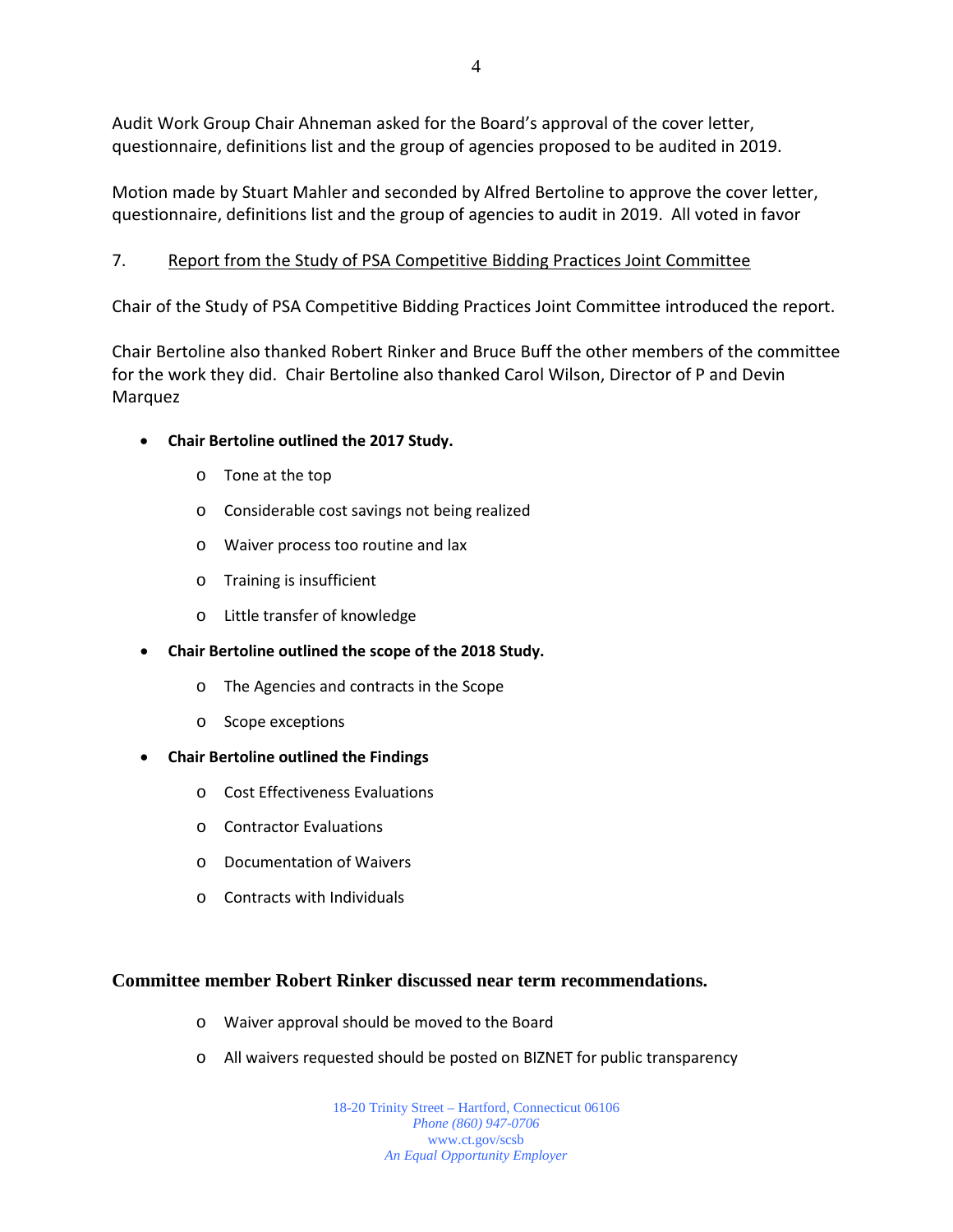Audit Work Group Chair Ahneman asked for the Board's approval of the cover letter, questionnaire, definitions list and the group of agencies proposed to be audited in 2019.

Motion made by Stuart Mahler and seconded by Alfred Bertoline to approve the cover letter, questionnaire, definitions list and the group of agencies to audit in 2019. All voted in favor

7. Report from the Study of PSA Competitive Bidding Practices Joint Committee

Chair of the Study of PSA Competitive Bidding Practices Joint Committee introduced the report.

Chair Bertoline also thanked Robert Rinker and Bruce Buff the other members of the committee for the work they did. Chair Bertoline also thanked Carol Wilson, Director of P and Devin Marquez

- **Chair Bertoline outlined the 2017 Study.**
  - Tone at the top
  - Considerable cost savings not being realized
  - Waiver process too routine and lax
  - Training is insufficient
  - Little transfer of knowledge
- **Chair Bertoline outlined the scope of the 2018 Study.**
  - The Agencies and contracts in the Scope
  - Scope exceptions
- **Chair Bertoline outlined the Findings**
  - Cost Effectiveness Evaluations
  - Contractor Evaluations
  - Documentation of Waivers
  - Contracts with Individuals

**Committee member Robert Rinker discussed near term recommendations.**

- Waiver approval should be moved to the Board
- All waivers requested should be posted on BIZNET for public transparency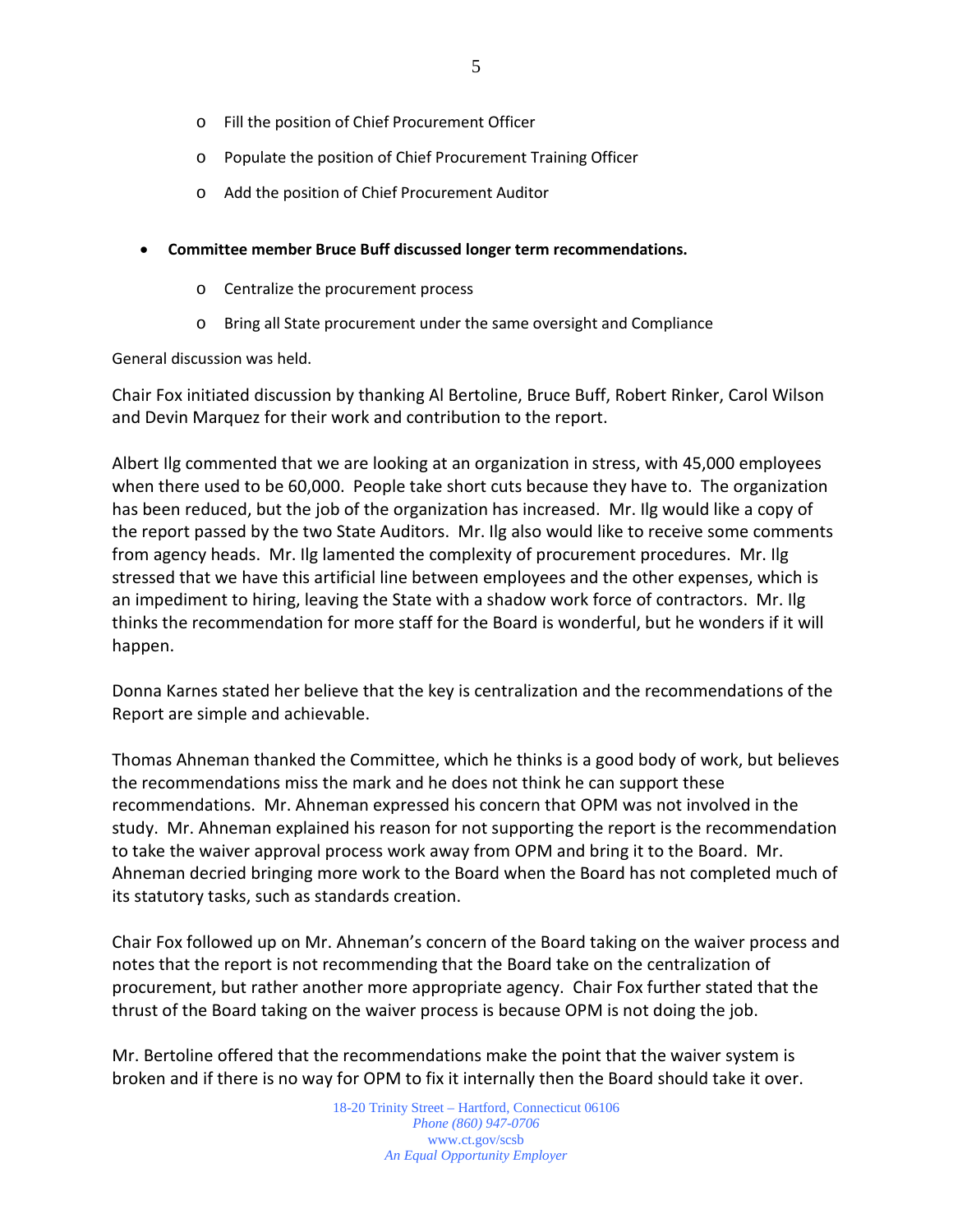- Fill the position of Chief Procurement Officer
  - Populate the position of Chief Procurement Training Officer
  - Add the position of Chief Procurement Auditor

- **Committee member Bruce Buff discussed longer term recommendations.**
  - Centralize the procurement process
  - Bring all State procurement under the same oversight and Compliance

General discussion was held.

Chair Fox initiated discussion by thanking Al Bertoline, Bruce Buff, Robert Rinker, Carol Wilson and Devin Marquez for their work and contribution to the report.

Albert Ilg commented that we are looking at an organization in stress, with 45,000 employees when there used to be 60,000. People take short cuts because they have to. The organization has been reduced, but the job of the organization has increased. Mr. Ilg would like a copy of the report passed by the two State Auditors. Mr. Ilg also would like to receive some comments from agency heads. Mr. Ilg lamented the complexity of procurement procedures. Mr. Ilg stressed that we have this artificial line between employees and the other expenses, which is an impediment to hiring, leaving the State with a shadow work force of contractors. Mr. Ilg thinks the recommendation for more staff for the Board is wonderful, but he wonders if it will happen.

Donna Karnes stated her believe that the key is centralization and the recommendations of the Report are simple and achievable.

Thomas Ahneman thanked the Committee, which he thinks is a good body of work, but believes the recommendations miss the mark and he does not think he can support these recommendations. Mr. Ahneman expressed his concern that OPM was not involved in the study. Mr. Ahneman explained his reason for not supporting the report is the recommendation to take the waiver approval process work away from OPM and bring it to the Board. Mr. Ahneman decried bringing more work to the Board when the Board has not completed much of its statutory tasks, such as standards creation.

Chair Fox followed up on Mr. Ahneman's concern of the Board taking on the waiver process and notes that the report is not recommending that the Board take on the centralization of procurement, but rather another more appropriate agency. Chair Fox further stated that the thrust of the Board taking on the waiver process is because OPM is not doing the job.

Mr. Bertoline offered that the recommendations make the point that the waiver system is broken and if there is no way for OPM to fix it internally then the Board should take it over.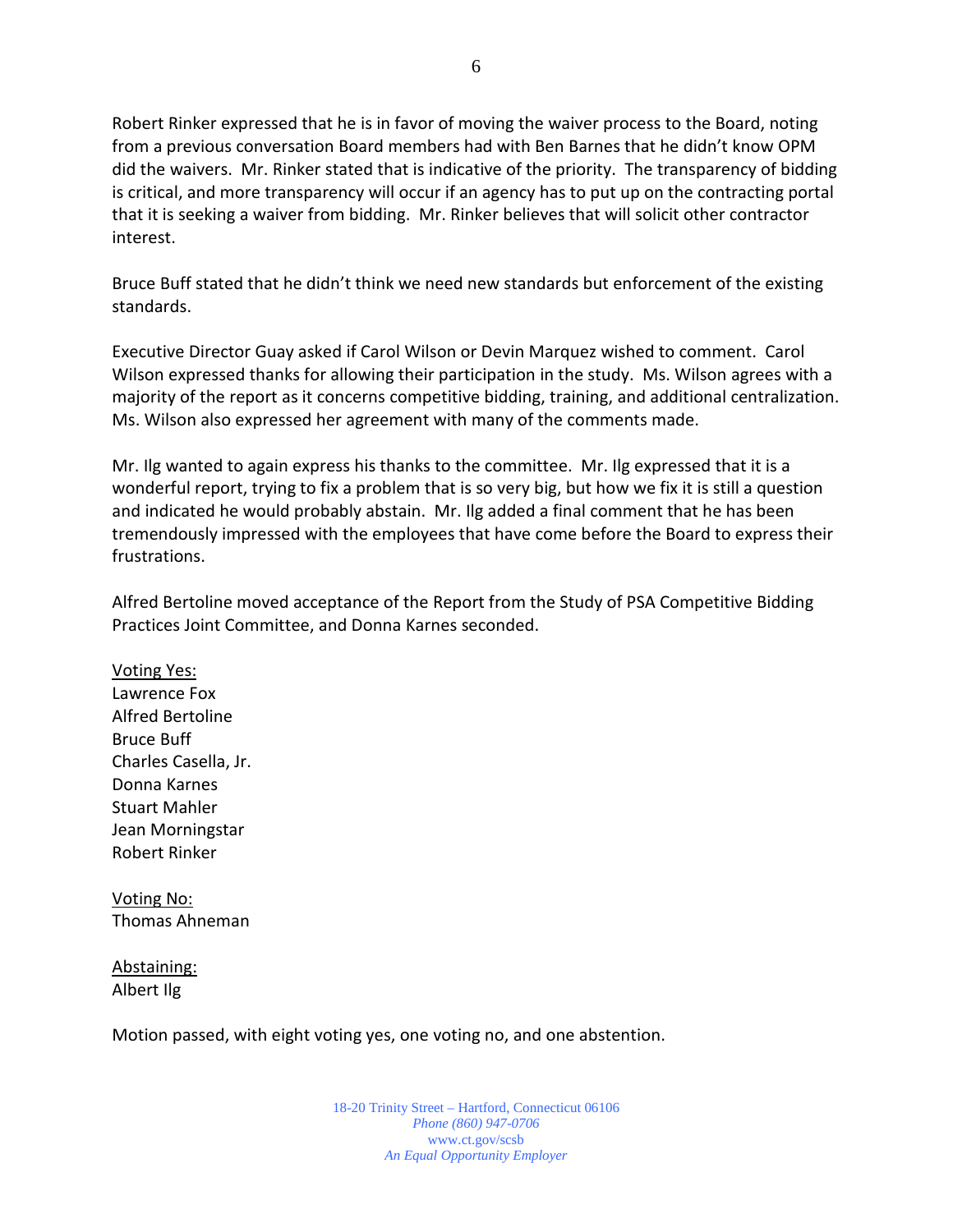Robert Rinker expressed that he is in favor of moving the waiver process to the Board, noting from a previous conversation Board members had with Ben Barnes that he didn't know OPM did the waivers. Mr. Rinker stated that is indicative of the priority. The transparency of bidding is critical, and more transparency will occur if an agency has to put up on the contracting portal that it is seeking a waiver from bidding. Mr. Rinker believes that will solicit other contractor interest.

Bruce Buff stated that he didn't think we need new standards but enforcement of the existing standards.

Executive Director Guay asked if Carol Wilson or Devin Marquez wished to comment. Carol Wilson expressed thanks for allowing their participation in the study. Ms. Wilson agrees with a majority of the report as it concerns competitive bidding, training, and additional centralization. Ms. Wilson also expressed her agreement with many of the comments made.

Mr. Ilg wanted to again express his thanks to the committee. Mr. Ilg expressed that it is a wonderful report, trying to fix a problem that is so very big, but how we fix it is still a question and indicated he would probably abstain. Mr. Ilg added a final comment that he has been tremendously impressed with the employees that have come before the Board to express their frustrations.

Alfred Bertoline moved acceptance of the Report from the Study of PSA Competitive Bidding Practices Joint Committee, and Donna Karnes seconded.

Voting Yes:
Lawrence Fox
Alfred Bertoline
Bruce Buff
Charles Casella, Jr.
Donna Karnes
Stuart Mahler
Jean Morningstar
Robert Rinker

Voting No:
Thomas Ahneman

Abstaining:
Albert Ilg

Motion passed, with eight voting yes, one voting no, and one abstention.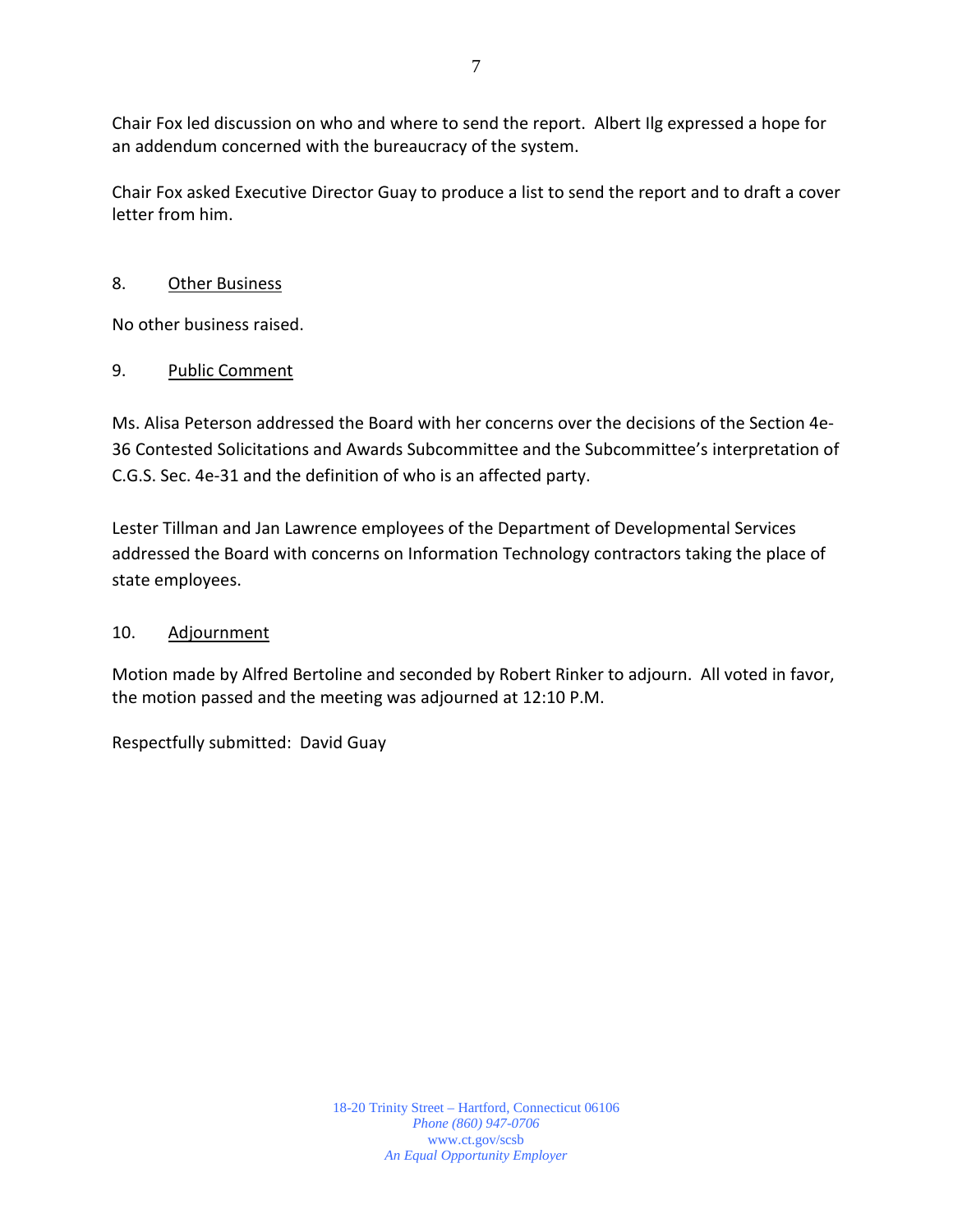Chair Fox led discussion on who and where to send the report. Albert Ilg expressed a hope for an addendum concerned with the bureaucracy of the system.

Chair Fox asked Executive Director Guay to produce a list to send the report and to draft a cover letter from him.

8. Other Business

No other business raised.

9. Public Comment

Ms. Alisa Peterson addressed the Board with her concerns over the decisions of the Section 4e-36 Contested Solicitations and Awards Subcommittee and the Subcommittee's interpretation of C.G.S. Sec. 4e-31 and the definition of who is an affected party.

Lester Tillman and Jan Lawrence employees of the Department of Developmental Services addressed the Board with concerns on Information Technology contractors taking the place of state employees.

10. Adjournment

Motion made by Alfred Bertoline and seconded by Robert Rinker to adjourn. All voted in favor, the motion passed and the meeting was adjourned at 12:10 P.M.

Respectfully submitted: David Guay

18-20 Trinity Street – Hartford, Connecticut 06106
*Phone (860) 947-0706*
www.ct.gov/scsb
*An Equal Opportunity Employer*